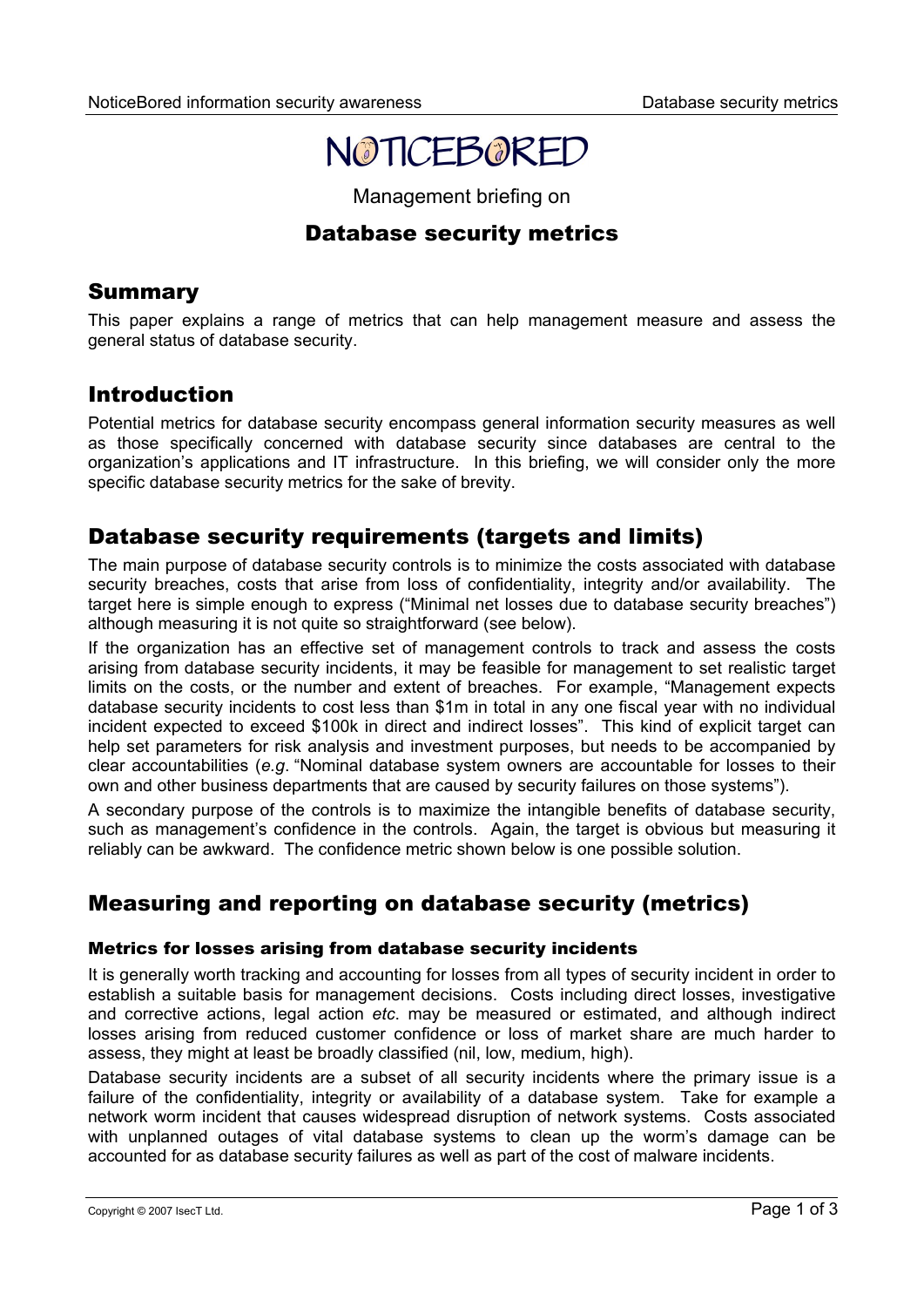# NOTICEBORED

Management briefing on

## Database security metrics

## Summary

This paper explains a range of metrics that can help management measure and assess the general status of database security.

## Introduction

Potential metrics for database security encompass general information security measures as well as those specifically concerned with database security since databases are central to the organization's applications and IT infrastructure. In this briefing, we will consider only the more specific database security metrics for the sake of brevity.

## Database security requirements (targets and limits)

The main purpose of database security controls is to minimize the costs associated with database security breaches, costs that arise from loss of confidentiality, integrity and/or availability. The target here is simple enough to express ("Minimal net losses due to database security breaches") although measuring it is not quite so straightforward (see below).

If the organization has an effective set of management controls to track and assess the costs arising from database security incidents, it may be feasible for management to set realistic target limits on the costs, or the number and extent of breaches. For example, "Management expects database security incidents to cost less than $1m in total in any one fiscal year with no individual incident expected to exceed $100k in direct and indirect losses". This kind of explicit target can help set parameters for risk analysis and investment purposes, but needs to be accompanied by clear accountabilities (*e.g*. "Nominal database system owners are accountable for losses to their own and other business departments that are caused by security failures on those systems").

A secondary purpose of the controls is to maximize the intangible benefits of database security, such as management's confidence in the controls. Again, the target is obvious but measuring it reliably can be awkward. The confidence metric shown below is one possible solution.

## Measuring and reporting on database security (metrics)

### Metrics for losses arising from database security incidents

It is generally worth tracking and accounting for losses from all types of security incident in order to establish a suitable basis for management decisions. Costs including direct losses, investigative and corrective actions, legal action *etc*. may be measured or estimated, and although indirect losses arising from reduced customer confidence or loss of market share are much harder to assess, they might at least be broadly classified (nil, low, medium, high).

Database security incidents are a subset of all security incidents where the primary issue is a failure of the confidentiality, integrity or availability of a database system. Take for example a network worm incident that causes widespread disruption of network systems. Costs associated with unplanned outages of vital database systems to clean up the worm's damage can be accounted for as database security failures as well as part of the cost of malware incidents.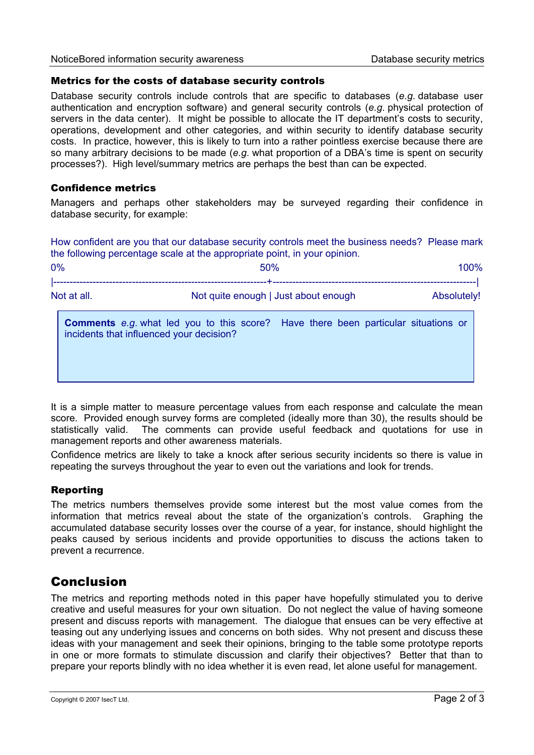### Metrics for the costs of database security controls

Database security controls include controls that are specific to databases (*e.g.* database user authentication and encryption software) and general security controls (*e.g.* physical protection of servers in the data center). It might be possible to allocate the IT department's costs to security, operations, development and other categories, and within security to identify database security costs. In practice, however, this is likely to turn into a rather pointless exercise because there are so many arbitrary decisions to be made (*e.g.* what proportion of a DBA's time is spent on security processes?). High level/summary metrics are perhaps the best than can be expected.

### Confidence metrics

Managers and perhaps other stakeholders may be surveyed regarding their confidence in database security, for example:

How confident are you that our database security controls meet the business needs? Please mark the following percentage scale at the appropriate point, in your opinion.

0% 50% 100%

|------------------------------------------------------------------+--------------------------------------------------------------|

Not at all. Not quite enough | Just about enough Absolutely!

**Comments** *e.g.* what led you to this score? Have there been particular situations or incidents that influenced your decision?

It is a simple matter to measure percentage values from each response and calculate the mean score. Provided enough survey forms are completed (ideally more than 30), the results should be statistically valid. The comments can provide useful feedback and quotations for use in management reports and other awareness materials.

Confidence metrics are likely to take a knock after serious security incidents so there is value in repeating the surveys throughout the year to even out the variations and look for trends.

### Reporting

The metrics numbers themselves provide some interest but the most value comes from the information that metrics reveal about the state of the organization's controls. Graphing the accumulated database security losses over the course of a year, for instance, should highlight the peaks caused by serious incidents and provide opportunities to discuss the actions taken to prevent a recurrence.

## Conclusion

The metrics and reporting methods noted in this paper have hopefully stimulated you to derive creative and useful measures for your own situation. Do not neglect the value of having someone present and discuss reports with management. The dialogue that ensues can be very effective at teasing out any underlying issues and concerns on both sides. Why not present and discuss these ideas with your management and seek their opinions, bringing to the table some prototype reports in one or more formats to stimulate discussion and clarify their objectives? Better that than to prepare your reports blindly with no idea whether it is even read, let alone useful for management.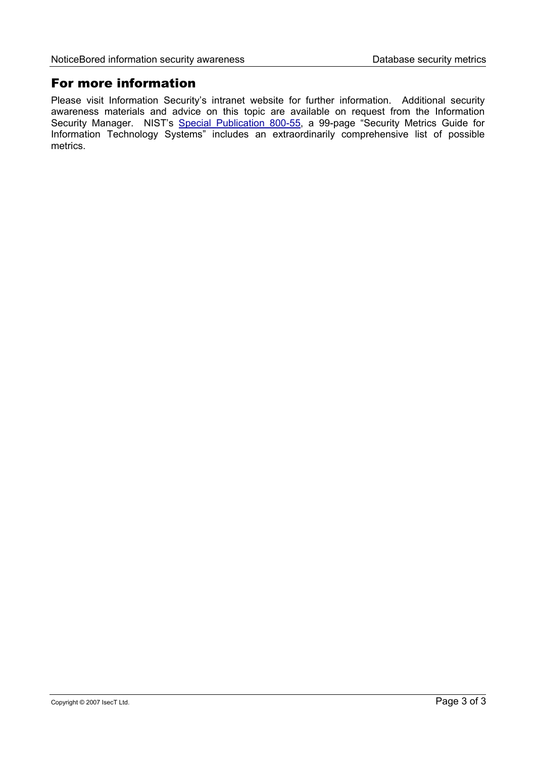## For more information

Please visit Information Security's intranet website for further information. Additional security awareness materials and advice on this topic are available on request from the Information Security Manager. NIST's Special Publication 800-55, a 99-page "Security Metrics Guide for Information Technology Systems" includes an extraordinarily comprehensive list of possible metrics.